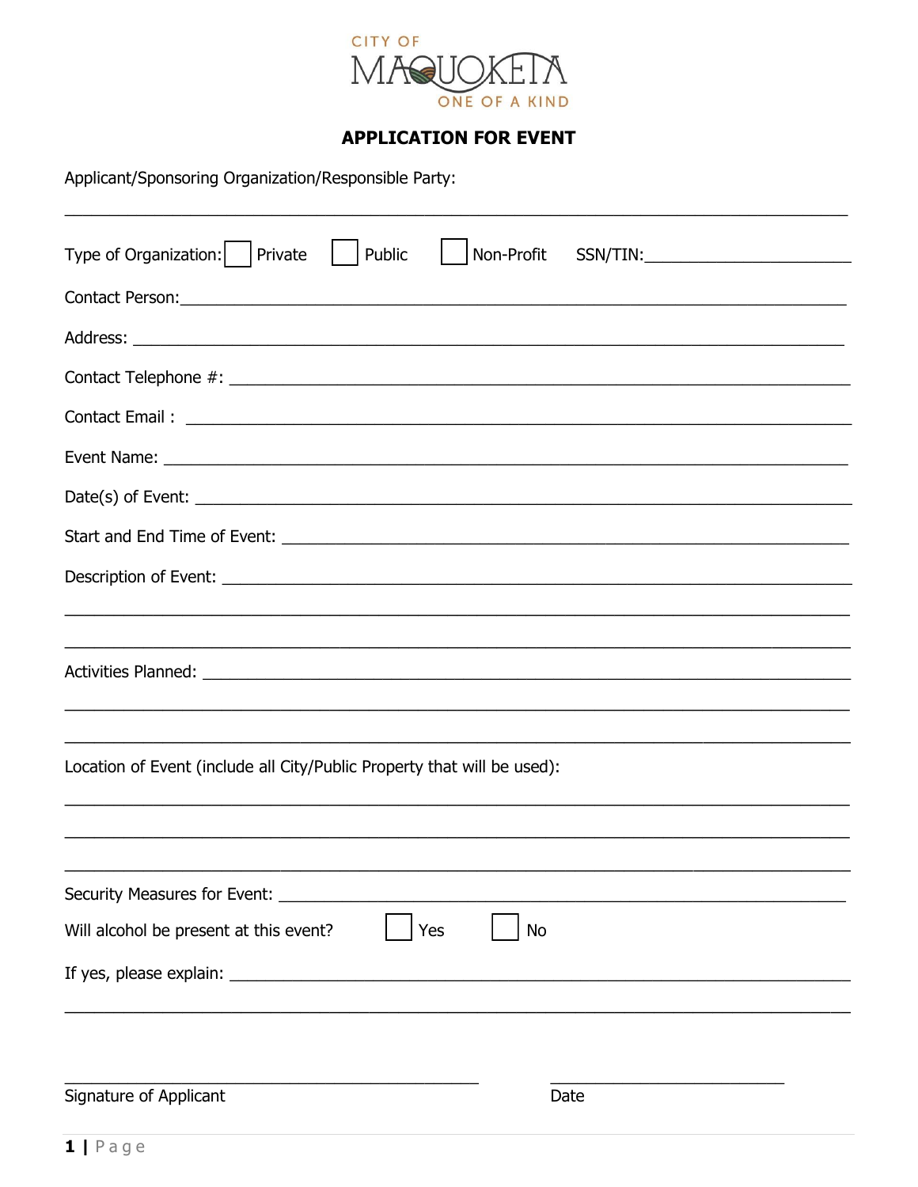CITY OF
MAQUOKETA
ONE OF A KIND

# APPLICATION FOR EVENT

Applicant/Sponsoring Organization/Responsible Party:

_______________________________________________________________________________

Type of Organization: ☐ Private ☐ Public ☐ Non-Profit SSN/TIN:______________________

Contact Person:___________________________________________________________________

Address: _________________________________________________________________________

Contact Telephone #: _____________________________________________________________

Contact Email : __________________________________________________________________

Event Name: ______________________________________________________________________

Date(s) of Event: ________________________________________________________________

Start and End Time of Event: _____________________________________________________

Description of Event: ____________________________________________________________

_______________________________________________________________________________

_______________________________________________________________________________

Activities Planned: ______________________________________________________________

_______________________________________________________________________________

_______________________________________________________________________________

Location of Event (include all City/Public Property that will be used):

_______________________________________________________________________________

_______________________________________________________________________________

_______________________________________________________________________________

Security Measures for Event: _____________________________________________________

Will alcohol be present at this event? ☐ Yes ☐ No

If yes, please explain: __________________________________________________________

_______________________________________________________________________________

_________________________________________ _________________________

Signature of Applicant Date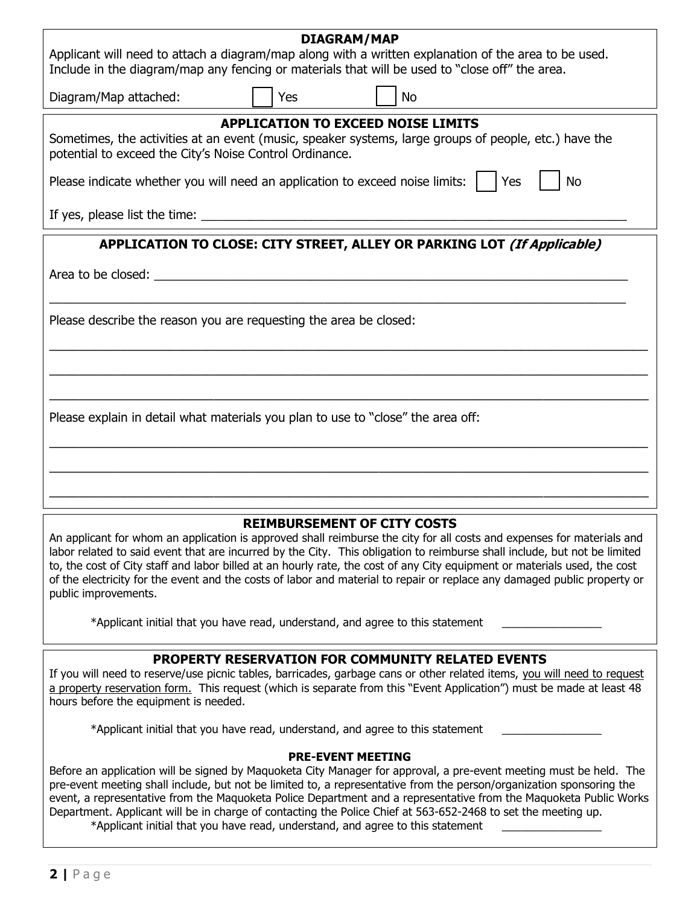## DIAGRAM/MAP

Applicant will need to attach a diagram/map along with a written explanation of the area to be used. Include in the diagram/map any fencing or materials that will be used to "close off" the area.

Diagram/Map attached: ☐ Yes ☐ No

## APPLICATION TO EXCEED NOISE LIMITS

Sometimes, the activities at an event (music, speaker systems, large groups of people, etc.) have the potential to exceed the City's Noise Control Ordinance.

Please indicate whether you will need an application to exceed noise limits: ☐ Yes ☐ No

If yes, please list the time: ________________________________________________

## APPLICATION TO CLOSE: CITY STREET, ALLEY OR PARKING LOT *(If Applicable)*

Area to be closed: ________________________________________________

________________________________________________

Please describe the reason you are requesting the area be closed:

________________________________________________

________________________________________________

________________________________________________

Please explain in detail what materials you plan to use to "close" the area off:

________________________________________________

________________________________________________

________________________________________________

## REIMBURSEMENT OF CITY COSTS

An applicant for whom an application is approved shall reimburse the city for all costs and expenses for materials and labor related to said event that are incurred by the City. This obligation to reimburse shall include, but not be limited to, the cost of City staff and labor billed at an hourly rate, the cost of any City equipment or materials used, the cost of the electricity for the event and the costs of labor and material to repair or replace any damaged public property or public improvements.

*Applicant initial that you have read, understand, and agree to this statement ________________

## PROPERTY RESERVATION FOR COMMUNITY RELATED EVENTS

If you will need to reserve/use picnic tables, barricades, garbage cans or other related items, you will need to request a property reservation form. This request (which is separate from this "Event Application") must be made at least 48 hours before the equipment is needed.

*Applicant initial that you have read, understand, and agree to this statement ________________

### PRE-EVENT MEETING

Before an application will be signed by Maquoketa City Manager for approval, a pre-event meeting must be held. The pre-event meeting shall include, but not be limited to, a representative from the person/organization sponsoring the event, a representative from the Maquoketa Police Department and a representative from the Maquoketa Public Works Department. Applicant will be in charge of contacting the Police Chief at 563-652-2468 to set the meeting up.

*Applicant initial that you have read, understand, and agree to this statement ________________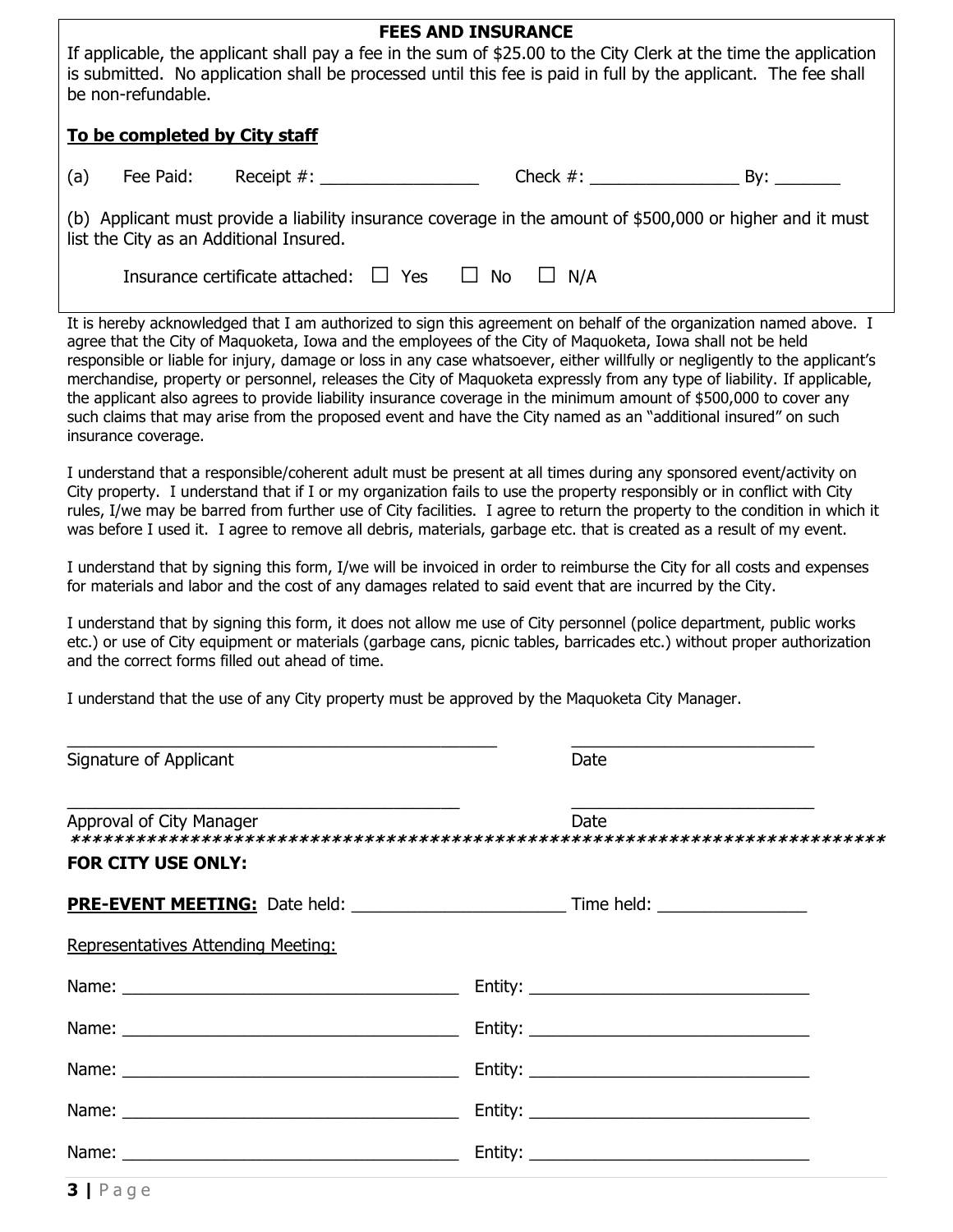## FEES AND INSURANCE

If applicable, the applicant shall pay a fee in the sum of $25.00 to the City Clerk at the time the application is submitted. No application shall be processed until this fee is paid in full by the applicant. The fee shall be non-refundable.

**To be completed by City staff**

(a) Fee Paid: Receipt #: _________________ Check #: ________________ By: _______

(b) Applicant must provide a liability insurance coverage in the amount of $500,000 or higher and it must list the City as an Additional Insured.

Insurance certificate attached: ☐ Yes ☐ No ☐ N/A

It is hereby acknowledged that I am authorized to sign this agreement on behalf of the organization named above. I agree that the City of Maquoketa, Iowa and the employees of the City of Maquoketa, Iowa shall not be held responsible or liable for injury, damage or loss in any case whatsoever, either willfully or negligently to the applicant's merchandise, property or personnel, releases the City of Maquoketa expressly from any type of liability. If applicable, the applicant also agrees to provide liability insurance coverage in the minimum amount of $500,000 to cover any such claims that may arise from the proposed event and have the City named as an "additional insured" on such insurance coverage.

I understand that a responsible/coherent adult must be present at all times during any sponsored event/activity on City property. I understand that if I or my organization fails to use the property responsibly or in conflict with City rules, I/we may be barred from further use of City facilities. I agree to return the property to the condition in which it was before I used it. I agree to remove all debris, materials, garbage etc. that is created as a result of my event.

I understand that by signing this form, I/we will be invoiced in order to reimburse the City for all costs and expenses for materials and labor and the cost of any damages related to said event that are incurred by the City.

I understand that by signing this form, it does not allow me use of City personnel (police department, public works etc.) or use of City equipment or materials (garbage cans, picnic tables, barricades etc.) without proper authorization and the correct forms filled out ahead of time.

I understand that the use of any City property must be approved by the Maquoketa City Manager.

_______________________________________________ ___________________________

Signature of Applicant Date

___________________________________________ ___________________________

Approval of City Manager Date

*************************************************************************

**FOR CITY USE ONLY:**

**PRE-EVENT MEETING:** Date held: _______________________ Time held: ________________

Representatives Attending Meeting:

Name: _____________________________________ Entity: _______________________________

Name: _____________________________________ Entity: _______________________________

Name: _____________________________________ Entity: _______________________________

Name: _____________________________________ Entity: _______________________________

Name: _____________________________________ Entity: _______________________________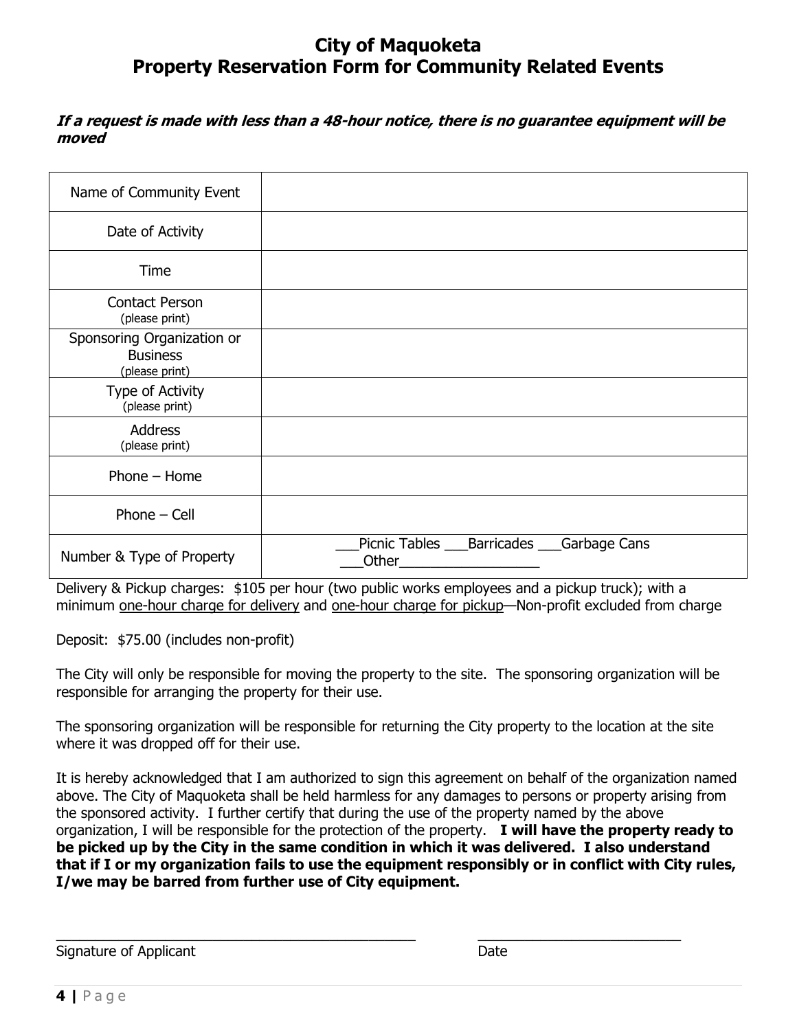# City of Maquoketa
# Property Reservation Form for Community Related Events

***If a request is made with less than a 48-hour notice, there is no guarantee equipment will be moved***

| | |
|---|---|
| Name of Community Event | |
| Date of Activity | |
| Time | |
| Contact Person (please print) | |
| Sponsoring Organization or Business (please print) | |
| Type of Activity (please print) | |
| Address (please print) | |
| Phone – Home | |
| Phone – Cell | |
| Number & Type of Property | ___Picnic Tables ___Barricades ___Garbage Cans ___Other__________________ |

Delivery & Pickup charges: $105 per hour (two public works employees and a pickup truck); with a minimum one-hour charge for delivery and one-hour charge for pickup—Non-profit excluded from charge

Deposit: $75.00 (includes non-profit)

The City will only be responsible for moving the property to the site. The sponsoring organization will be responsible for arranging the property for their use.

The sponsoring organization will be responsible for returning the City property to the location at the site where it was dropped off for their use.

It is hereby acknowledged that I am authorized to sign this agreement on behalf of the organization named above. The City of Maquoketa shall be held harmless for any damages to persons or property arising from the sponsored activity. I further certify that during the use of the property named by the above organization, I will be responsible for the protection of the property. **I will have the property ready to be picked up by the City in the same condition in which it was delivered. I also understand that if I or my organization fails to use the equipment responsibly or in conflict with City rules, I/we may be barred from further use of City equipment.**

_______________________________________________ __________________________

Signature of Applicant Date